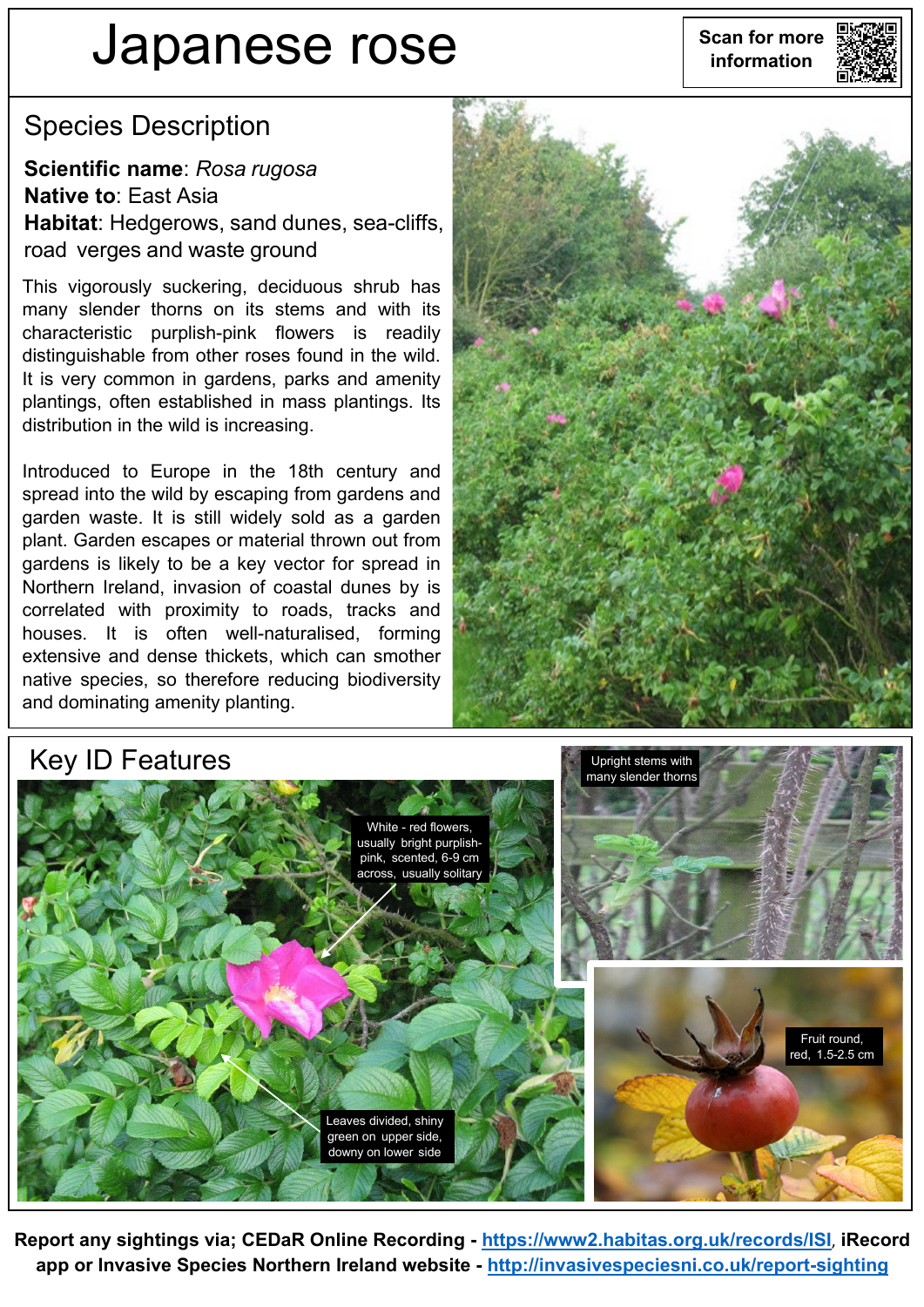# Japanese rose

Scan for more information

## Species Description

**Scientific name**: *Rosa rugosa*
**Native to**: East Asia
**Habitat**: Hedgerows, sand dunes, sea-cliffs, road verges and waste ground

This vigorously suckering, deciduous shrub has many slender thorns on its stems and with its characteristic purplish-pink flowers is readily distinguishable from other roses found in the wild. It is very common in gardens, parks and amenity plantings, often established in mass plantings. Its distribution in the wild is increasing.

Introduced to Europe in the 18th century and spread into the wild by escaping from gardens and garden waste. It is still widely sold as a garden plant. Garden escapes or material thrown out from gardens is likely to be a key vector for spread in Northern Ireland, invasion of coastal dunes by is correlated with proximity to roads, tracks and houses. It is often well-naturalised, forming extensive and dense thickets, which can smother native species, so therefore reducing biodiversity and dominating amenity planting.

## Key ID Features

White - red flowers, usually bright purplish-pink, scented, 6-9 cm across, usually solitary

Leaves divided, shiny green on upper side, downy on lower side

Upright stems with many slender thorns

Fruit round, red, 1.5-2.5 cm

**Report any sightings via; CEDaR Online Recording - [https://www2.habitas.org.uk/records/ISI](https://www2.habitas.org.uk/records/ISI), iRecord app or Invasive Species Northern Ireland website - [http://invasivespeciesni.co.uk/report-sighting](http://invasivespeciesni.co.uk/report-sighting)**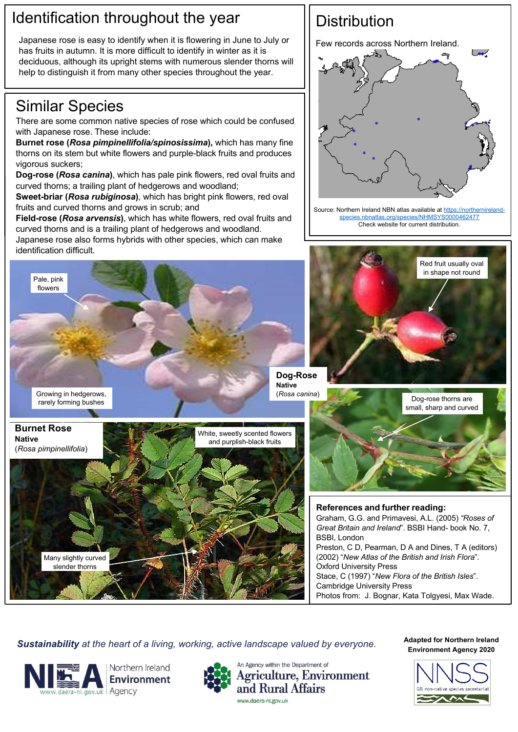## Identification throughout the year

Japanese rose is easy to identify when it is flowering in June to July or has fruits in autumn. It is more difficult to identify in winter as it is deciduous, although its upright stems with numerous slender thorns will help to distinguish it from many other species throughout the year.

## Similar Species

There are some common native species of rose which could be confused with Japanese rose. These include:

**Burnet rose (*Rosa pimpinellifolia/spinosissima*),** which has many fine thorns on its stem but white flowers and purple-black fruits and produces vigorous suckers;

**Dog-rose (*Rosa canina*)**, which has pale pink flowers, red oval fruits and curved thorns; a trailing plant of hedgerows and woodland;

**Sweet-briar (*Rosa rubiginosa*)**, which has bright pink flowers, red oval fruits and curved thorns and grows in scrub; and

**Field-rose (*Rosa arvensis*)**, which has white flowers, red oval fruits and curved thorns and is a trailing plant of hedgerows and woodland.

Japanese rose also forms hybrids with other species, which can make identification difficult.

Pale, pink flowers

Growing in hedgerows, rarely forming bushes

**Dog-Rose**
**Native**
(*Rosa canina*)

Red fruit usually oval in shape not round

Dog-rose thorns are small, sharp and curved

**Burnet Rose**
**Native**
(*Rosa pimpinellifolia*)

White, sweetly scented flowers and purplish-black fruits

Many slightly curved slender thorns

## Distribution

Few records across Northern Ireland.

Source: Northern Ireland NBN atlas available at https://northernireland-species.nbnatlas.org/species/NHMSYS0000462477
Check website for current distribution.

### References and further reading:

Graham, G.G. and Primavesi, A.L. (2005) *"Roses of Great Britain and Ireland*". BSBI Hand- book No. 7, BSBI, London

Preston, C D, Pearman, D A and Dines, T A (editors) (2002) "*New Atlas of the British and Irish Flora*". Oxford University Press

Stace, C (1997) "*New Flora of the British Isles*". Cambridge University Press

Photos from: J. Bognar, Kata Tolgyesi, Max Wade.

***Sustainability** at the heart of a living, working, active landscape valued by everyone.*

**Adapted for Northern Ireland Environment Agency 2020**

NIEA Northern Ireland Environment Agency www.daera-ni.gov.uk

An Agency within the Department of Agriculture, Environment and Rural Affairs www.daera-ni.gov.uk

NNSS GB non-native species secretariat